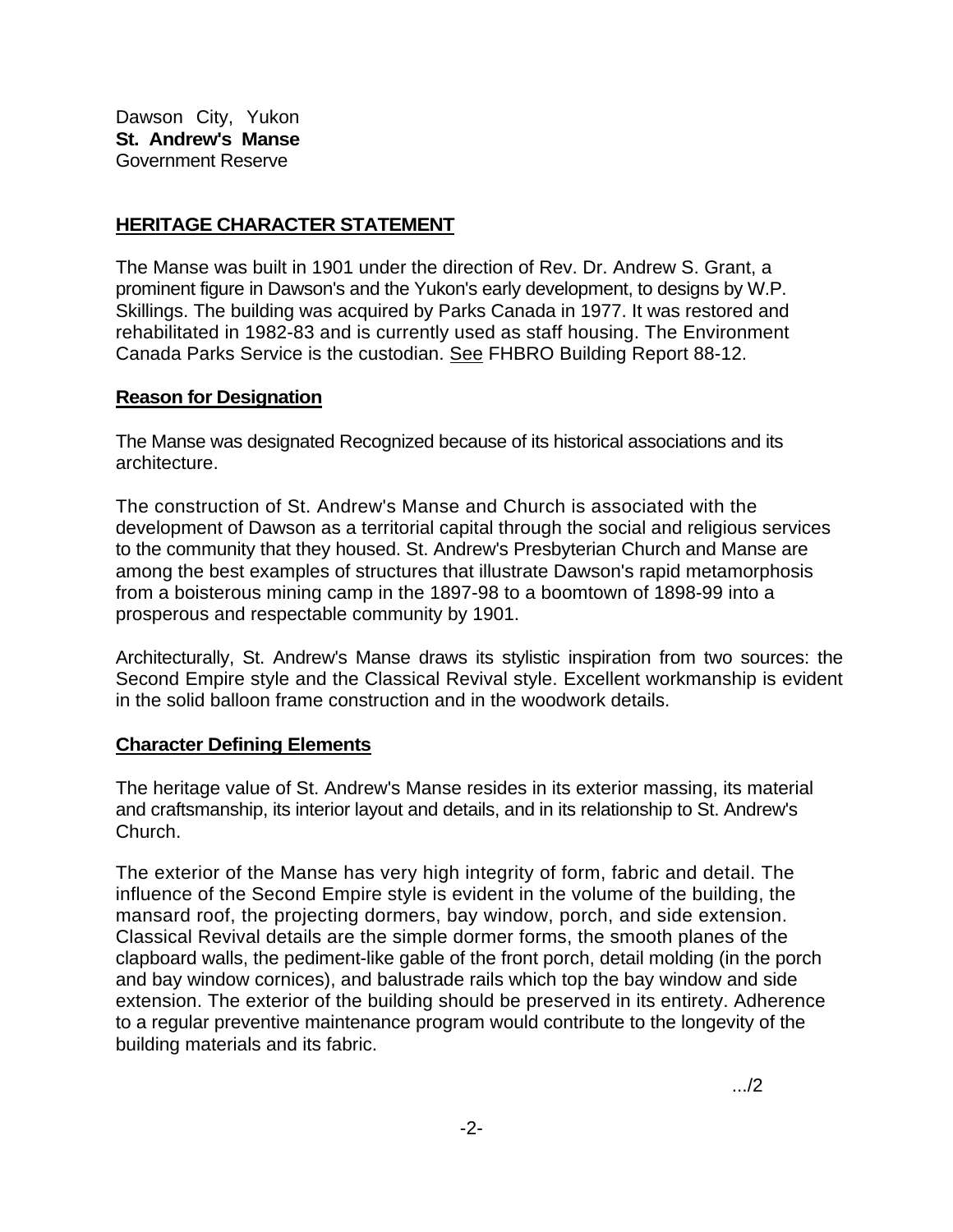Dawson City, Yukon
**St. Andrew's Manse**
Government Reserve

## HERITAGE CHARACTER STATEMENT

The Manse was built in 1901 under the direction of Rev. Dr. Andrew S. Grant, a prominent figure in Dawson's and the Yukon's early development, to designs by W.P. Skillings. The building was acquired by Parks Canada in 1977. It was restored and rehabilitated in 1982-83 and is currently used as staff housing. The Environment Canada Parks Service is the custodian. See FHBRO Building Report 88-12.

### Reason for Designation

The Manse was designated Recognized because of its historical associations and its architecture.

The construction of St. Andrew's Manse and Church is associated with the development of Dawson as a territorial capital through the social and religious services to the community that they housed. St. Andrew's Presbyterian Church and Manse are among the best examples of structures that illustrate Dawson's rapid metamorphosis from a boisterous mining camp in the 1897-98 to a boomtown of 1898-99 into a prosperous and respectable community by 1901.

Architecturally, St. Andrew's Manse draws its stylistic inspiration from two sources: the Second Empire style and the Classical Revival style. Excellent workmanship is evident in the solid balloon frame construction and in the woodwork details.

### Character Defining Elements

The heritage value of St. Andrew's Manse resides in its exterior massing, its material and craftsmanship, its interior layout and details, and in its relationship to St. Andrew's Church.

The exterior of the Manse has very high integrity of form, fabric and detail. The influence of the Second Empire style is evident in the volume of the building, the mansard roof, the projecting dormers, bay window, porch, and side extension. Classical Revival details are the simple dormer forms, the smooth planes of the clapboard walls, the pediment-like gable of the front porch, detail molding (in the porch and bay window cornices), and balustrade rails which top the bay window and side extension. The exterior of the building should be preserved in its entirety. Adherence to a regular preventive maintenance program would contribute to the longevity of the building materials and its fabric.

.../2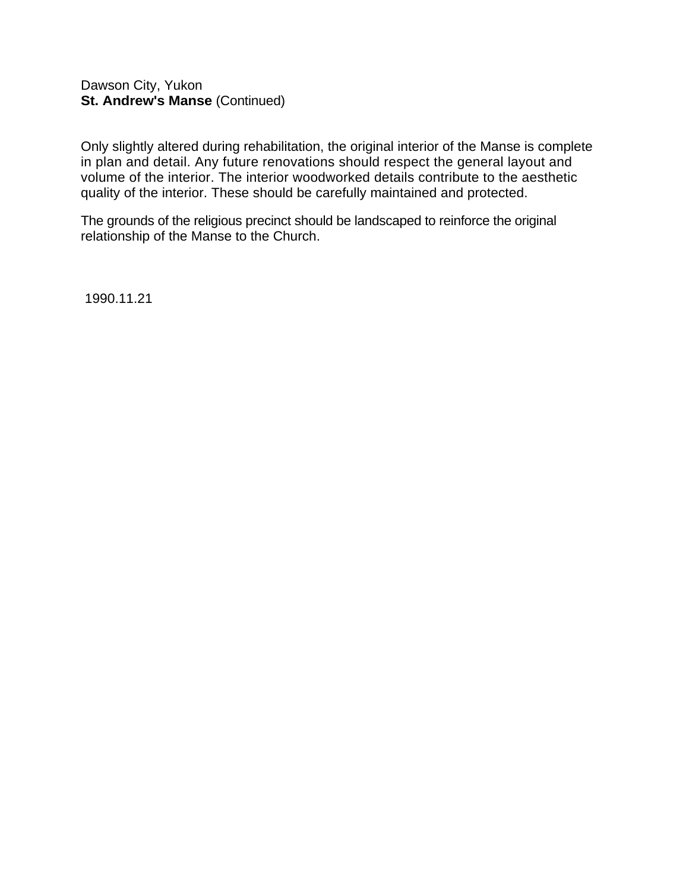Dawson City, Yukon
**St. Andrew's Manse** (Continued)

Only slightly altered during rehabilitation, the original interior of the Manse is complete in plan and detail. Any future renovations should respect the general layout and volume of the interior. The interior woodworked details contribute to the aesthetic quality of the interior. These should be carefully maintained and protected.

The grounds of the religious precinct should be landscaped to reinforce the original relationship of the Manse to the Church.

1990.11.21